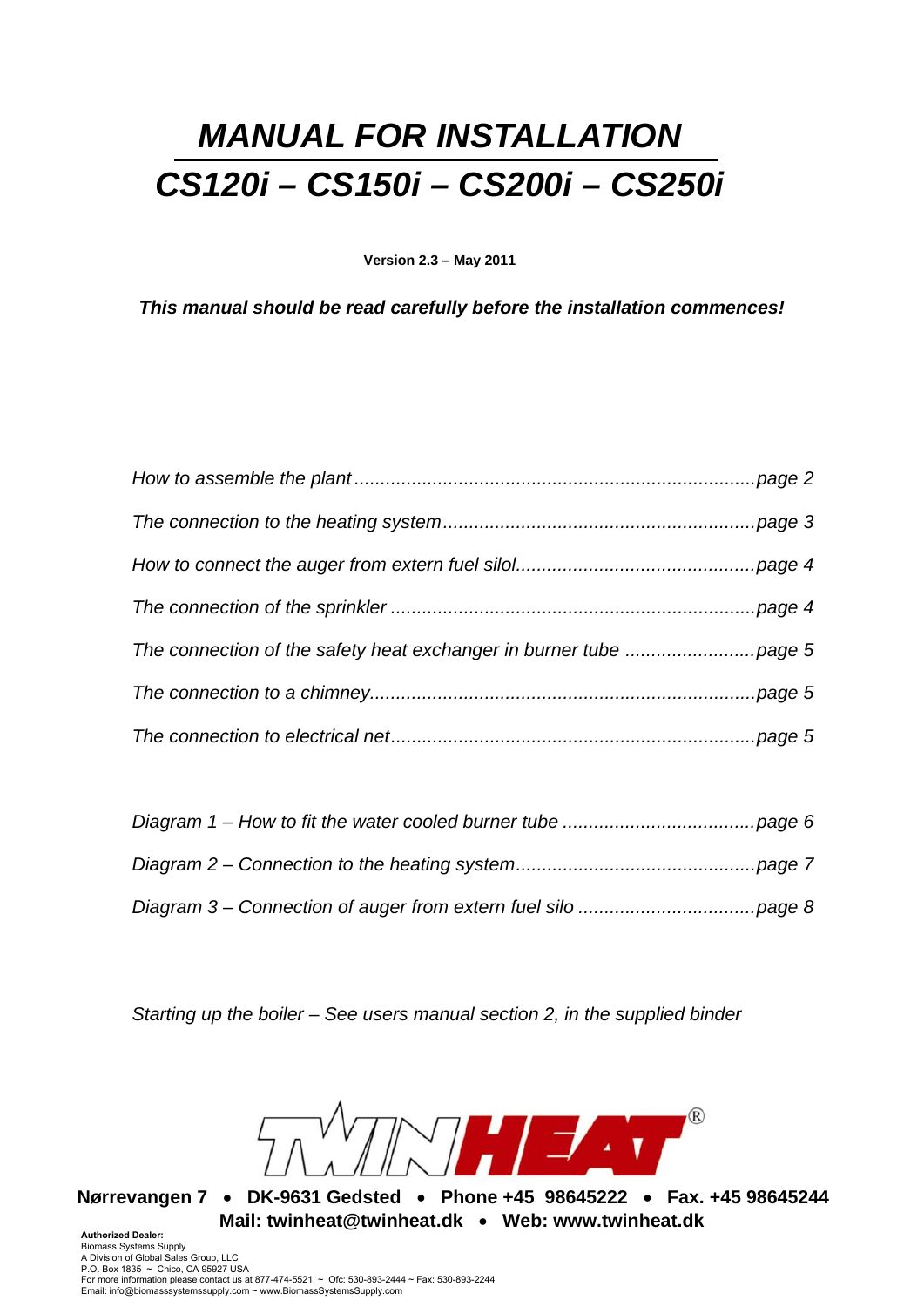# *MANUAL FOR INSTALLATION*

# *CS120i – CS150i – CS200i – CS250i*

**Version 2.3 – May 2011**

***This manual should be read carefully before the installation commences!***

*How to assemble the plant ............................................................................ page 2*

*The connection to the heating system........................................................... page 3*

*How to connect the auger from extern fuel silol............................................. page 4*

*The connection of the sprinkler ..................................................................... page 4*

*The connection of the safety heat exchanger in burner tube ......................... page 5*

*The connection to a chimney......................................................................... page 5*

*The connection to electrical net..................................................................... page 5*

*Diagram 1 – How to fit the water cooled burner tube .................................... page 6*

*Diagram 2 – Connection to the heating system............................................. page 7*

*Diagram 3 – Connection of auger from extern fuel silo ................................. page 8*

*Starting up the boiler – See users manual section 2, in the supplied binder*

TWINHEAT®

**Nørrevangen 7 • DK-9631 Gedsted • Phone +45 98645222 • Fax. +45 98645244**
**Mail: twinheat@twinheat.dk • Web: www.twinheat.dk**

**Authorized Dealer:**
Biomass Systems Supply
A Division of Global Sales Group, LLC
P.O. Box 1835 ~ Chico, CA 95927 USA
For more information please contact us at 877-474-5521 ~ Ofc: 530-893-2444 ~ Fax: 530-893-2244
Email: info@biomasssystemssupply.com ~ www.BiomassSystemsSupply.com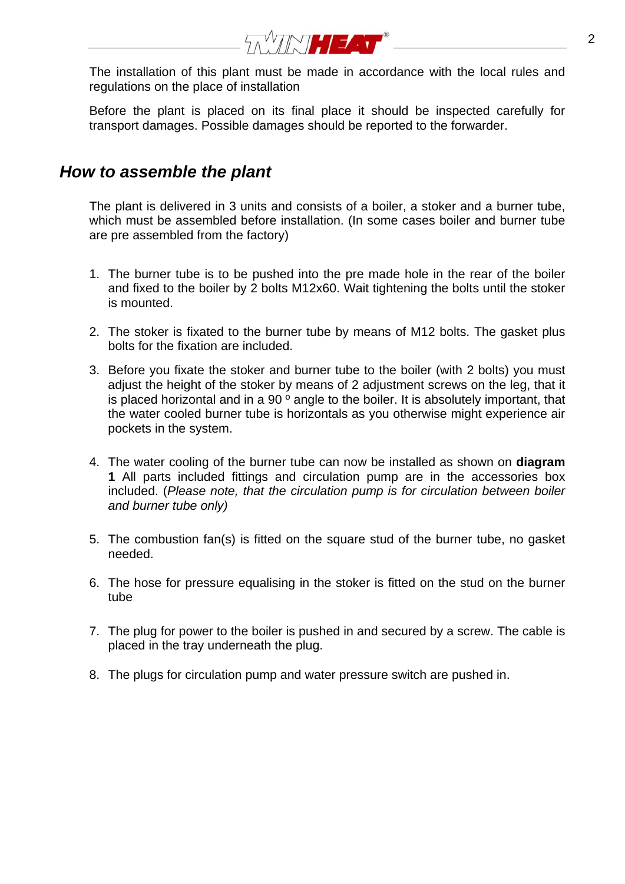The installation of this plant must be made in accordance with the local rules and regulations on the place of installation

Before the plant is placed on its final place it should be inspected carefully for transport damages. Possible damages should be reported to the forwarder.

## *How to assemble the plant*

The plant is delivered in 3 units and consists of a boiler, a stoker and a burner tube, which must be assembled before installation. (In some cases boiler and burner tube are pre assembled from the factory)

1. The burner tube is to be pushed into the pre made hole in the rear of the boiler and fixed to the boiler by 2 bolts M12x60. Wait tightening the bolts until the stoker is mounted.

2. The stoker is fixated to the burner tube by means of M12 bolts. The gasket plus bolts for the fixation are included.

3. Before you fixate the stoker and burner tube to the boiler (with 2 bolts) you must adjust the height of the stoker by means of 2 adjustment screws on the leg, that it is placed horizontal and in a 90 º angle to the boiler. It is absolutely important, that the water cooled burner tube is horizontals as you otherwise might experience air pockets in the system.

4. The water cooling of the burner tube can now be installed as shown on **diagram 1** All parts included fittings and circulation pump are in the accessories box included. (*Please note, that the circulation pump is for circulation between boiler and burner tube only)*

5. The combustion fan(s) is fitted on the square stud of the burner tube, no gasket needed.

6. The hose for pressure equalising in the stoker is fitted on the stud on the burner tube

7. The plug for power to the boiler is pushed in and secured by a screw. The cable is placed in the tray underneath the plug.

8. The plugs for circulation pump and water pressure switch are pushed in.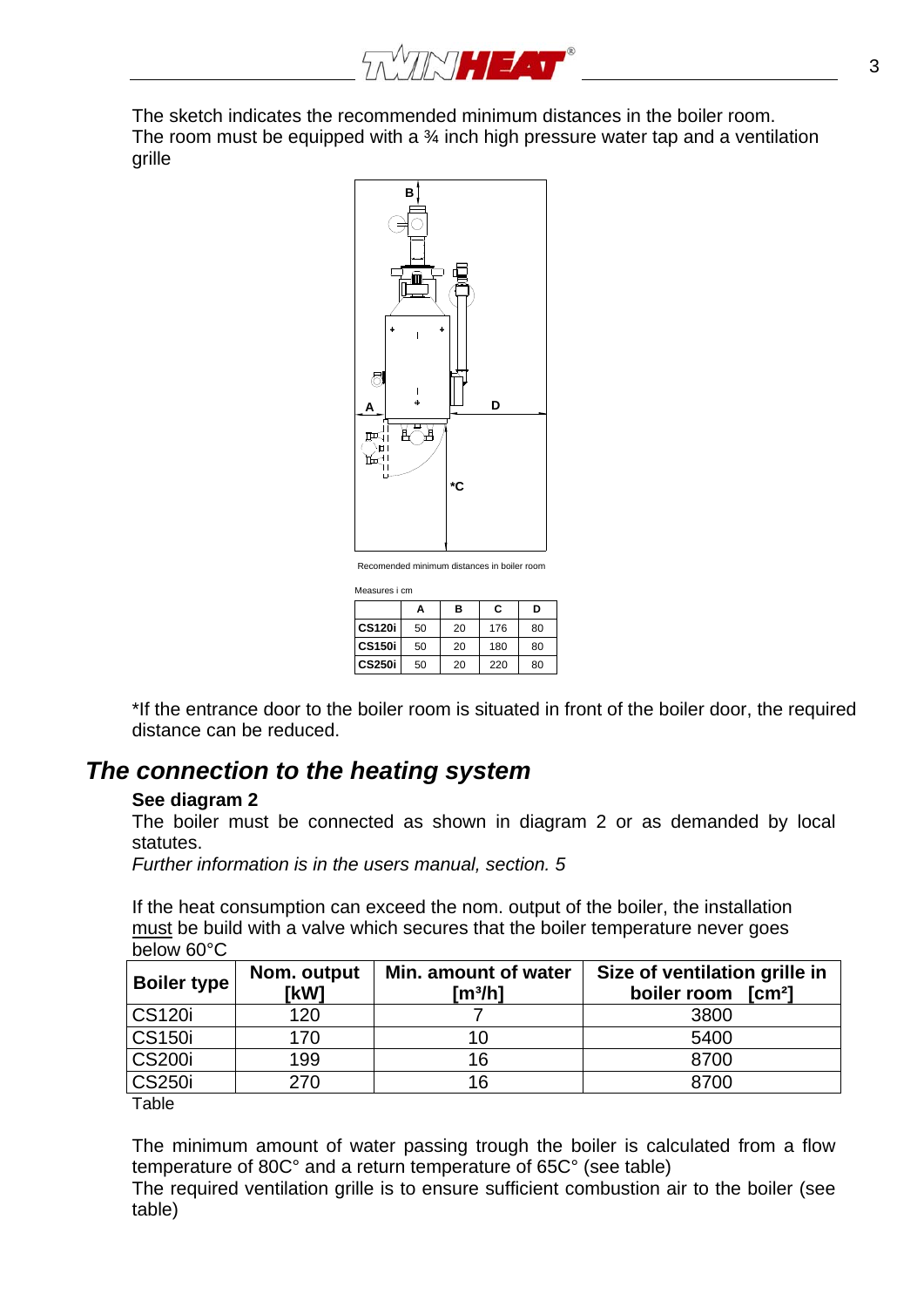The sketch indicates the recommended minimum distances in the boiler room.
The room must be equipped with a ¾ inch high pressure water tap and a ventilation grille

Recomended minimum distances in boiler room

Measures i cm

| | A | B | C | D |
|---|---|---|---|---|
| **CS120i** | 50 | 20 | 176 | 80 |
| **CS150i** | 50 | 20 | 180 | 80 |
| **CS250i** | 50 | 20 | 220 | 80 |

*If the entrance door to the boiler room is situated in front of the boiler door, the required distance can be reduced.

## *The connection to the heating system*

**See diagram 2**

The boiler must be connected as shown in diagram 2 or as demanded by local statutes.

*Further information is in the users manual, section. 5*

If the heat consumption can exceed the nom. output of the boiler, the installation must be build with a valve which secures that the boiler temperature never goes below 60°C

| Boiler type | Nom. output [kW] | Min. amount of water [m³/h] | Size of ventilation grille in boiler room [cm²] |
|---|---|---|---|
| CS120i | 120 | 7 | 3800 |
| CS150i | 170 | 10 | 5400 |
| CS200i | 199 | 16 | 8700 |
| CS250i | 270 | 16 | 8700 |

Table

The minimum amount of water passing trough the boiler is calculated from a flow temperature of 80C° and a return temperature of 65C° (see table)
The required ventilation grille is to ensure sufficient combustion air to the boiler (see table)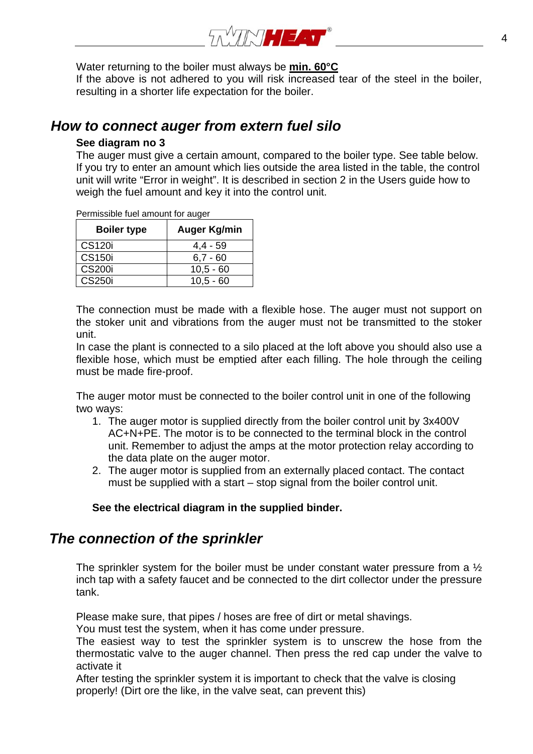Water returning to the boiler must always be **min. 60°C**
If the above is not adhered to you will risk increased tear of the steel in the boiler, resulting in a shorter life expectation for the boiler.

## *How to connect auger from extern fuel silo*

**See diagram no 3**
The auger must give a certain amount, compared to the boiler type. See table below. If you try to enter an amount which lies outside the area listed in the table, the control unit will write "Error in weight". It is described in section 2 in the Users guide how to weigh the fuel amount and key it into the control unit.

Permissible fuel amount for auger

| Boiler type | Auger Kg/min |
|---|---|
| CS120i | 4,4 - 59 |
| CS150i | 6,7 - 60 |
| CS200i | 10,5 - 60 |
| CS250i | 10,5 - 60 |

The connection must be made with a flexible hose. The auger must not support on the stoker unit and vibrations from the auger must not be transmitted to the stoker unit.
In case the plant is connected to a silo placed at the loft above you should also use a flexible hose, which must be emptied after each filling. The hole through the ceiling must be made fire-proof.

The auger motor must be connected to the boiler control unit in one of the following two ways:

1. The auger motor is supplied directly from the boiler control unit by 3x400V AC+N+PE. The motor is to be connected to the terminal block in the control unit. Remember to adjust the amps at the motor protection relay according to the data plate on the auger motor.
2. The auger motor is supplied from an externally placed contact. The contact must be supplied with a start – stop signal from the boiler control unit.

**See the electrical diagram in the supplied binder.**

## *The connection of the sprinkler*

The sprinkler system for the boiler must be under constant water pressure from a ½ inch tap with a safety faucet and be connected to the dirt collector under the pressure tank.

Please make sure, that pipes / hoses are free of dirt or metal shavings.
You must test the system, when it has come under pressure.
The easiest way to test the sprinkler system is to unscrew the hose from the thermostatic valve to the auger channel. Then press the red cap under the valve to activate it
After testing the sprinkler system it is important to check that the valve is closing properly! (Dirt ore the like, in the valve seat, can prevent this)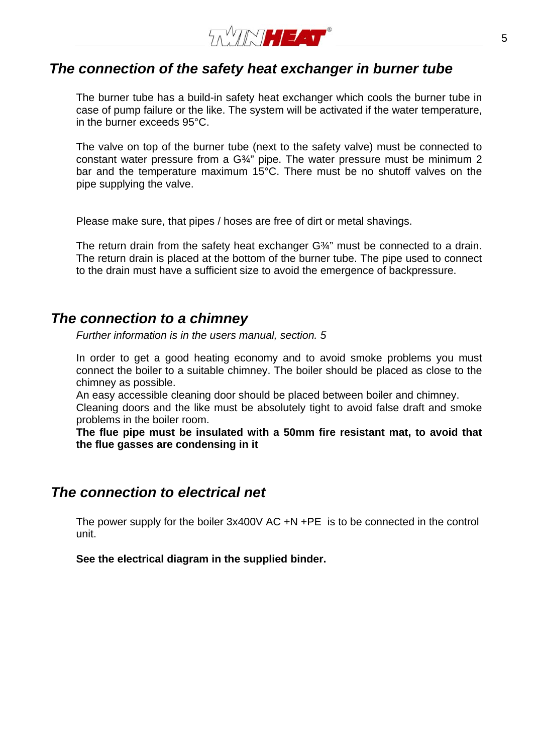## *The connection of the safety heat exchanger in burner tube*

The burner tube has a build-in safety heat exchanger which cools the burner tube in case of pump failure or the like. The system will be activated if the water temperature, in the burner exceeds 95°C.

The valve on top of the burner tube (next to the safety valve) must be connected to constant water pressure from a G¾" pipe. The water pressure must be minimum 2 bar and the temperature maximum 15°C. There must be no shutoff valves on the pipe supplying the valve.

Please make sure, that pipes / hoses are free of dirt or metal shavings.

The return drain from the safety heat exchanger G¾" must be connected to a drain. The return drain is placed at the bottom of the burner tube. The pipe used to connect to the drain must have a sufficient size to avoid the emergence of backpressure.

## *The connection to a chimney*

*Further information is in the users manual, section. 5*

In order to get a good heating economy and to avoid smoke problems you must connect the boiler to a suitable chimney. The boiler should be placed as close to the chimney as possible.
An easy accessible cleaning door should be placed between boiler and chimney.
Cleaning doors and the like must be absolutely tight to avoid false draft and smoke problems in the boiler room.
**The flue pipe must be insulated with a 50mm fire resistant mat, to avoid that the flue gasses are condensing in it**

## *The connection to electrical net*

The power supply for the boiler 3x400V AC +N +PE is to be connected in the control unit.

**See the electrical diagram in the supplied binder.**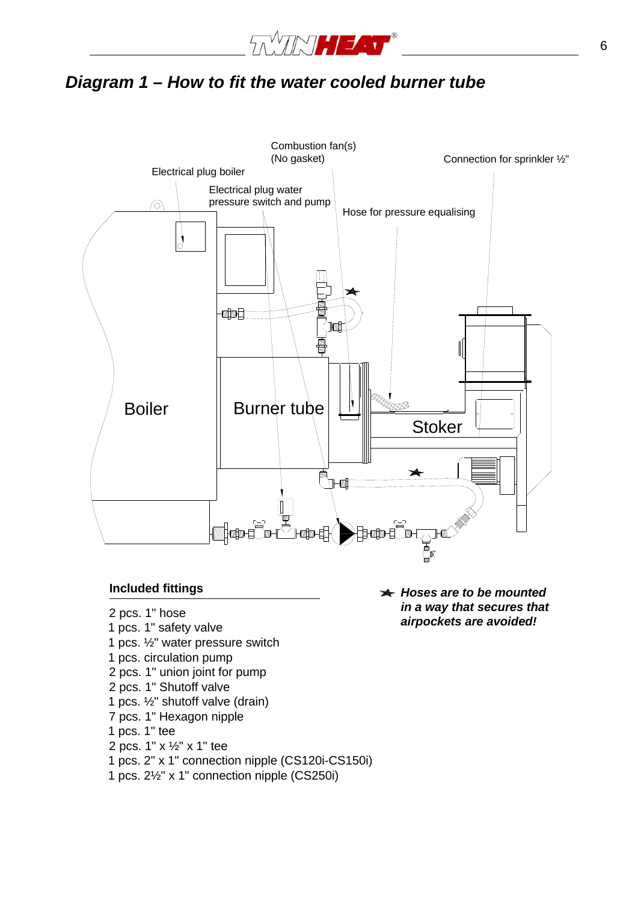## *Diagram 1 – How to fit the water cooled burner tube*

Combustion fan(s)
(No gasket)

Connection for sprinkler ½"

Electrical plug boiler

Electrical plug water pressure switch and pump

Hose for pressure equalising

Boiler

Burner tube

Stoker

### Included fittings

2 pcs. 1" hose
1 pcs. 1" safety valve
1 pcs. ½" water pressure switch
1 pcs. circulation pump
2 pcs. 1" union joint for pump
2 pcs. 1" Shutoff valve
1 pcs. ½" shutoff valve (drain)
7 pcs. 1" Hexagon nipple
1 pcs. 1" tee
2 pcs. 1" x ½" x 1" tee
1 pcs. 2" x 1" connection nipple (CS120i-CS150i)
1 pcs. 2½" x 1" connection nipple (CS250i)

★ ***Hoses are to be mounted in a way that secures that airpockets are avoided!***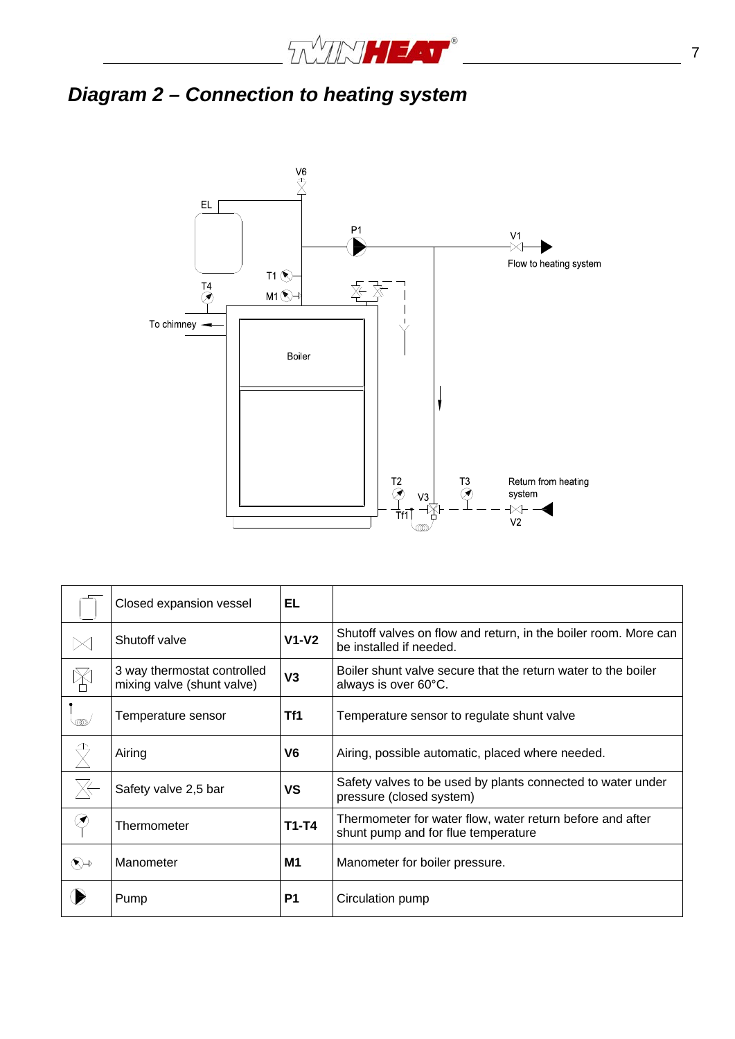## *Diagram 2 – Connection to heating system*

|  | Closed expansion vessel | **EL** |  |
|---|---|---|---|
|  | Shutoff valve | **V1-V2** | Shutoff valves on flow and return, in the boiler room. More can be installed if needed. |
|  | 3 way thermostat controlled mixing valve (shunt valve) | **V3** | Boiler shunt valve secure that the return water to the boiler always is over 60°C. |
|  | Temperature sensor | **Tf1** | Temperature sensor to regulate shunt valve |
|  | Airing | **V6** | Airing, possible automatic, placed where needed. |
|  | Safety valve 2,5 bar | **VS** | Safety valves to be used by plants connected to water under pressure (closed system) |
|  | Thermometer | **T1-T4** | Thermometer for water flow, water return before and after shunt pump and for flue temperature |
|  | Manometer | **M1** | Manometer for boiler pressure. |
|  | Pump | **P1** | Circulation pump |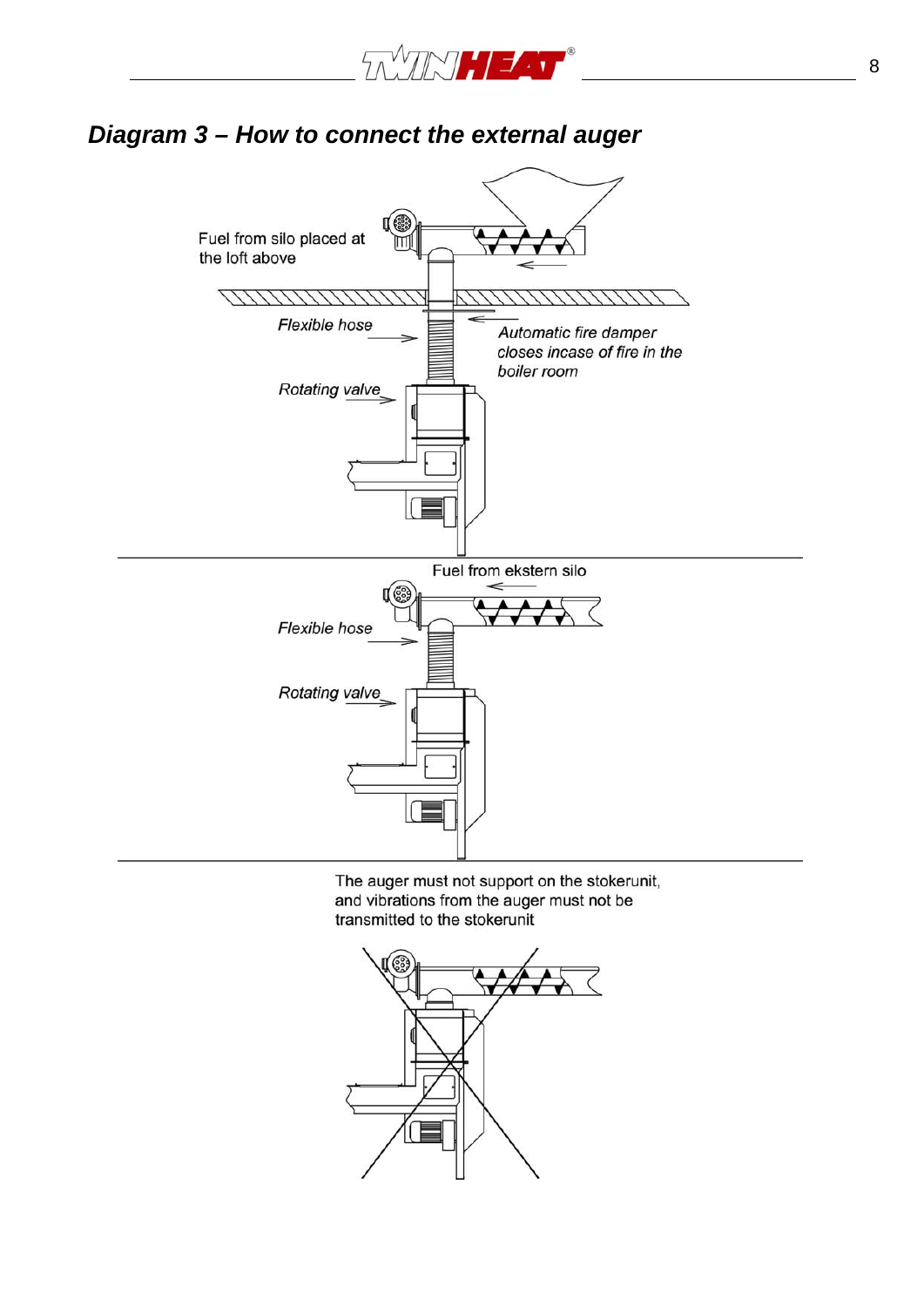## *Diagram 3 – How to connect the external auger*

Fuel from silo placed at the loft above

*Flexible hose*

*Automatic fire damper closes incase of fire in the boiler room*

*Rotating valve*

Fuel from ekstern silo

*Flexible hose*

*Rotating valve*

The auger must not support on the stokerunit, and vibrations from the auger must not be transmitted to the stokerunit